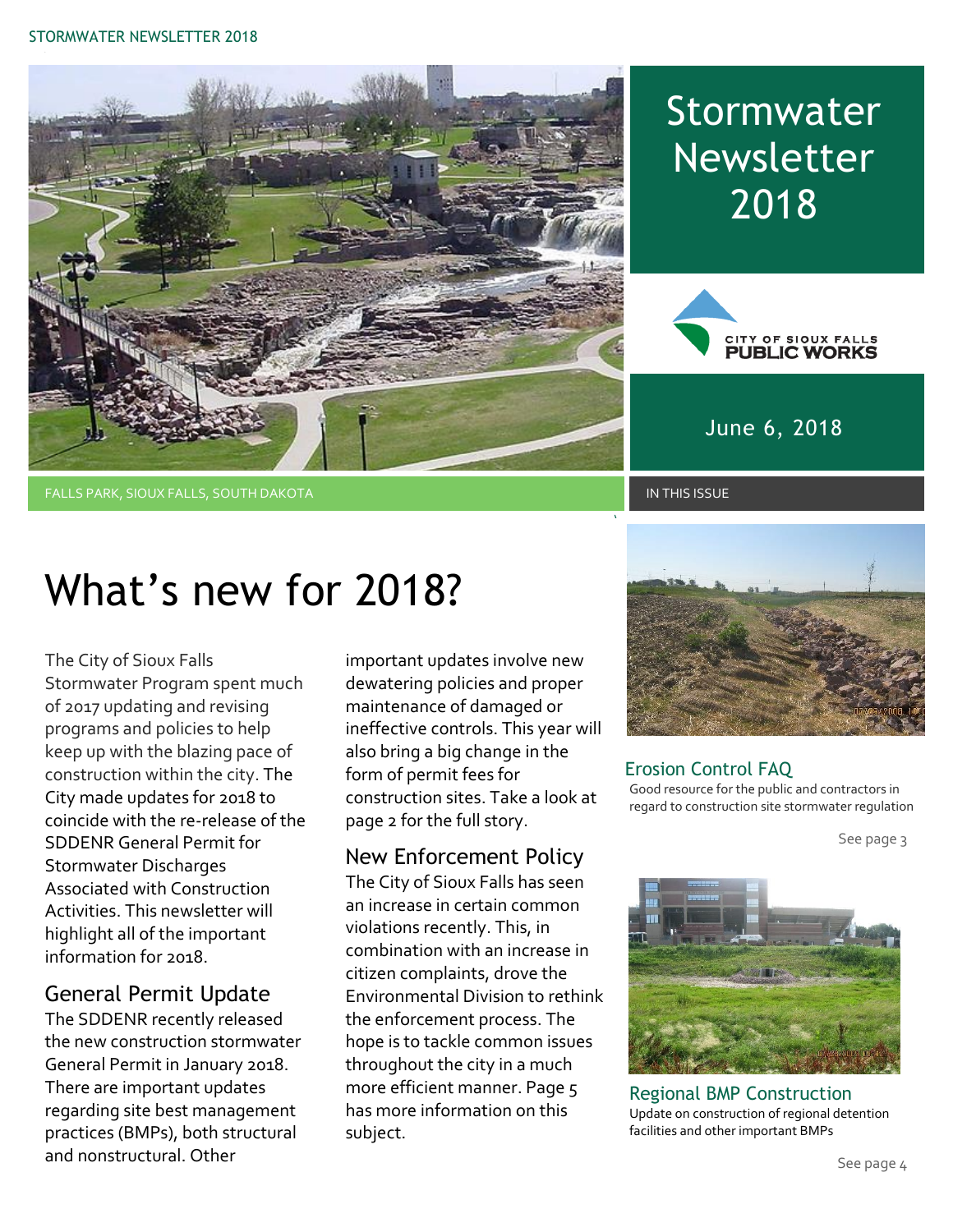# Stormwater Newsletter 2018

CITY OF SIOUX FALLS PUBLIC WORKS

June 6, 2018

FALLS PARK, SIOUX FALLS, SOUTH DAKOTA

## What's new for 2018?

The City of Sioux Falls Stormwater Program spent much of 2017 updating and revising programs and policies to help keep up with the blazing pace of construction within the city. The City made updates for 2018 to coincide with the re-release of the SDDENR General Permit for Stormwater Discharges Associated with Construction Activities. This newsletter will highlight all of the important information for 2018.

### General Permit Update

The SDDENR recently released the new construction stormwater General Permit in January 2018. There are important updates regarding site best management practices (BMPs), both structural and nonstructural. Other important updates involve new dewatering policies and proper maintenance of damaged or ineffective controls. This year will also bring a big change in the form of permit fees for construction sites. Take a look at page 2 for the full story.

### New Enforcement Policy

The City of Sioux Falls has seen an increase in certain common violations recently. This, in combination with an increase in citizen complaints, drove the Environmental Division to rethink the enforcement process. The hope is to tackle common issues throughout the city in a much more efficient manner. Page 5 has more information on this subject.

## IN THIS ISSUE

### Erosion Control FAQ

Good resource for the public and contractors in regard to construction site stormwater regulation

See page 3

### Regional BMP Construction

Update on construction of regional detention facilities and other important BMPs

See page 4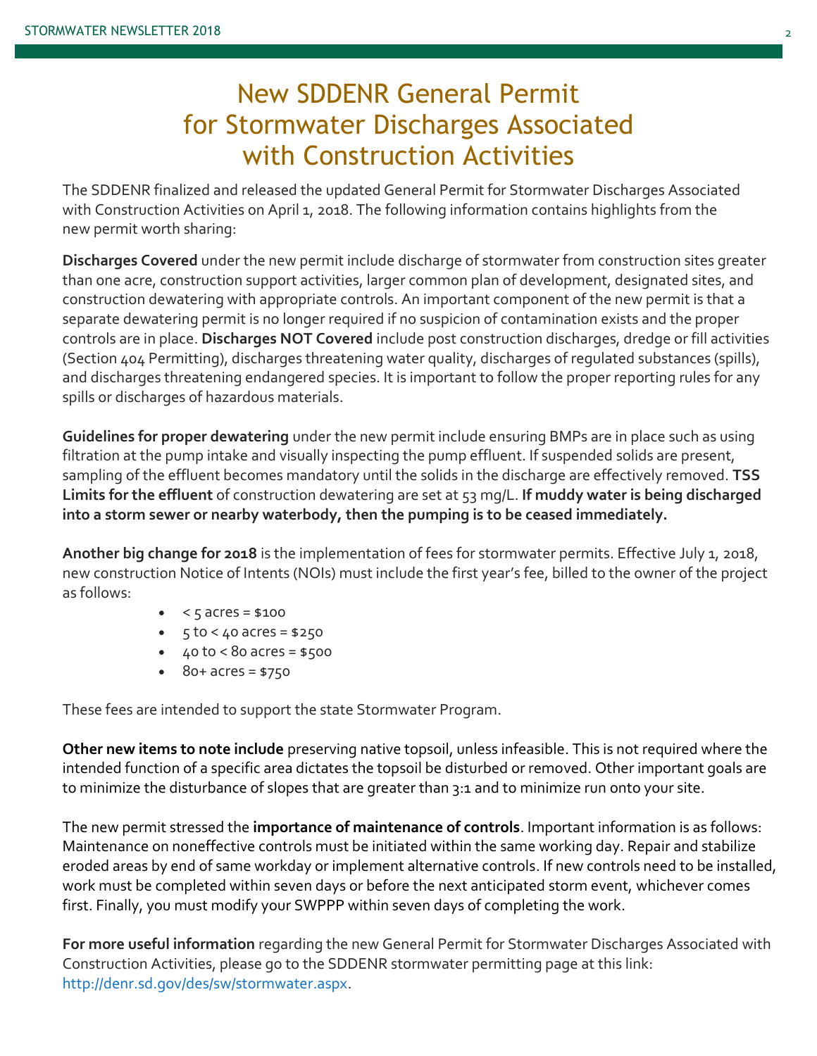# New SDDENR General Permit for Stormwater Discharges Associated with Construction Activities

The SDDENR finalized and released the updated General Permit for Stormwater Discharges Associated with Construction Activities on April 1, 2018. The following information contains highlights from the new permit worth sharing:

**Discharges Covered** under the new permit include discharge of stormwater from construction sites greater than one acre, construction support activities, larger common plan of development, designated sites, and construction dewatering with appropriate controls. An important component of the new permit is that a separate dewatering permit is no longer required if no suspicion of contamination exists and the proper controls are in place. **Discharges NOT Covered** include post construction discharges, dredge or fill activities (Section 404 Permitting), discharges threatening water quality, discharges of regulated substances (spills), and discharges threatening endangered species. It is important to follow the proper reporting rules for any spills or discharges of hazardous materials.

**Guidelines for proper dewatering** under the new permit include ensuring BMPs are in place such as using filtration at the pump intake and visually inspecting the pump effluent. If suspended solids are present, sampling of the effluent becomes mandatory until the solids in the discharge are effectively removed. **TSS Limits for the effluent** of construction dewatering are set at 53 mg/L. **If muddy water is being discharged into a storm sewer or nearby waterbody, then the pumping is to be ceased immediately.**

**Another big change for 2018** is the implementation of fees for stormwater permits. Effective July 1, 2018, new construction Notice of Intents (NOIs) must include the first year's fee, billed to the owner of the project as follows:

- < 5 acres = $100
- 5 to < 40 acres = $250
- 40 to < 80 acres = $500
- 80+ acres = $750

These fees are intended to support the state Stormwater Program.

**Other new items to note include** preserving native topsoil, unless infeasible. This is not required where the intended function of a specific area dictates the topsoil be disturbed or removed. Other important goals are to minimize the disturbance of slopes that are greater than 3:1 and to minimize run onto your site.

The new permit stressed the **importance of maintenance of controls**. Important information is as follows: Maintenance on noneffective controls must be initiated within the same working day. Repair and stabilize eroded areas by end of same workday or implement alternative controls. If new controls need to be installed, work must be completed within seven days or before the next anticipated storm event, whichever comes first. Finally, you must modify your SWPPP within seven days of completing the work.

**For more useful information** regarding the new General Permit for Stormwater Discharges Associated with Construction Activities, please go to the SDDENR stormwater permitting page at this link: http://denr.sd.gov/des/sw/stormwater.aspx.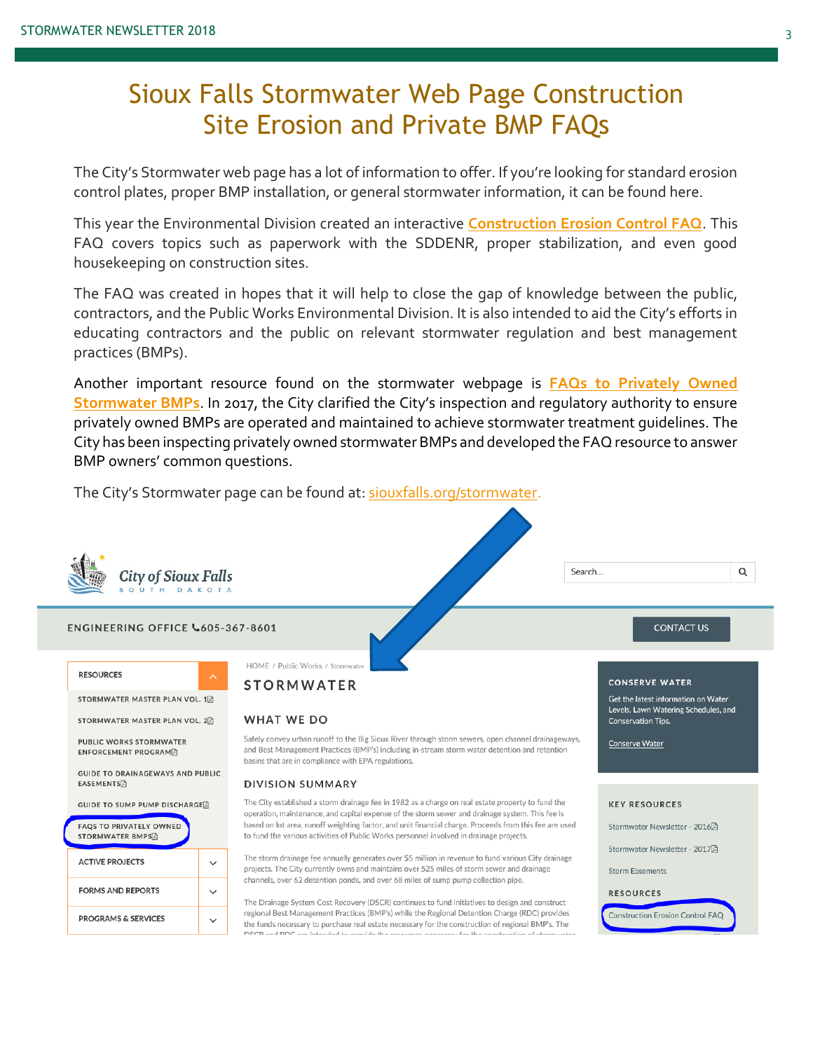# Sioux Falls Stormwater Web Page Construction Site Erosion and Private BMP FAQs

The City's Stormwater web page has a lot of information to offer. If you're looking for standard erosion control plates, proper BMP installation, or general stormwater information, it can be found here.

This year the Environmental Division created an interactive **Construction Erosion Control FAQ**. This FAQ covers topics such as paperwork with the SDDENR, proper stabilization, and even good housekeeping on construction sites.

The FAQ was created in hopes that it will help to close the gap of knowledge between the public, contractors, and the Public Works Environmental Division. It is also intended to aid the City's efforts in educating contractors and the public on relevant stormwater regulation and best management practices (BMPs).

Another important resource found on the stormwater webpage is **FAQs to Privately Owned Stormwater BMPs**. In 2017, the City clarified the City's inspection and regulatory authority to ensure privately owned BMPs are operated and maintained to achieve stormwater treatment guidelines. The City has been inspecting privately owned stormwater BMPs and developed the FAQ resource to answer BMP owners' common questions.

The City's Stormwater page can be found at: siouxfalls.org/stormwater.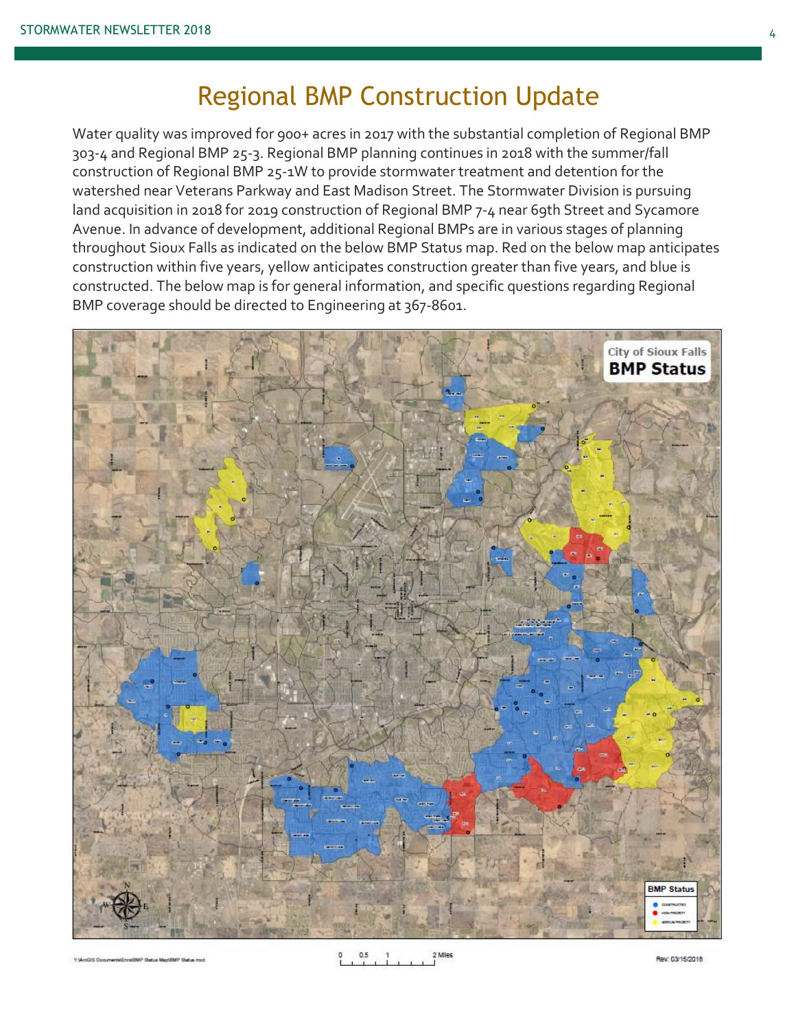# Regional BMP Construction Update

Water quality was improved for 900+ acres in 2017 with the substantial completion of Regional BMP 303-4 and Regional BMP 25-3. Regional BMP planning continues in 2018 with the summer/fall construction of Regional BMP 25-1W to provide stormwater treatment and detention for the watershed near Veterans Parkway and East Madison Street. The Stormwater Division is pursuing land acquisition in 2018 for 2019 construction of Regional BMP 7-4 near 69th Street and Sycamore Avenue. In advance of development, additional Regional BMPs are in various stages of planning throughout Sioux Falls as indicated on the below BMP Status map. Red on the below map anticipates construction within five years, yellow anticipates construction greater than five years, and blue is constructed. The below map is for general information, and specific questions regarding Regional BMP coverage should be directed to Engineering at 367-8601.

City of Sioux Falls
**BMP Status**

BMP Status
- Constructed
- High Priority
- Medium Priority

Y:\ArcGIS Documents\Env\BMP Status Map\BMP Status.mxd

0 0.5 1 2 Miles

Rev: 03/15/2018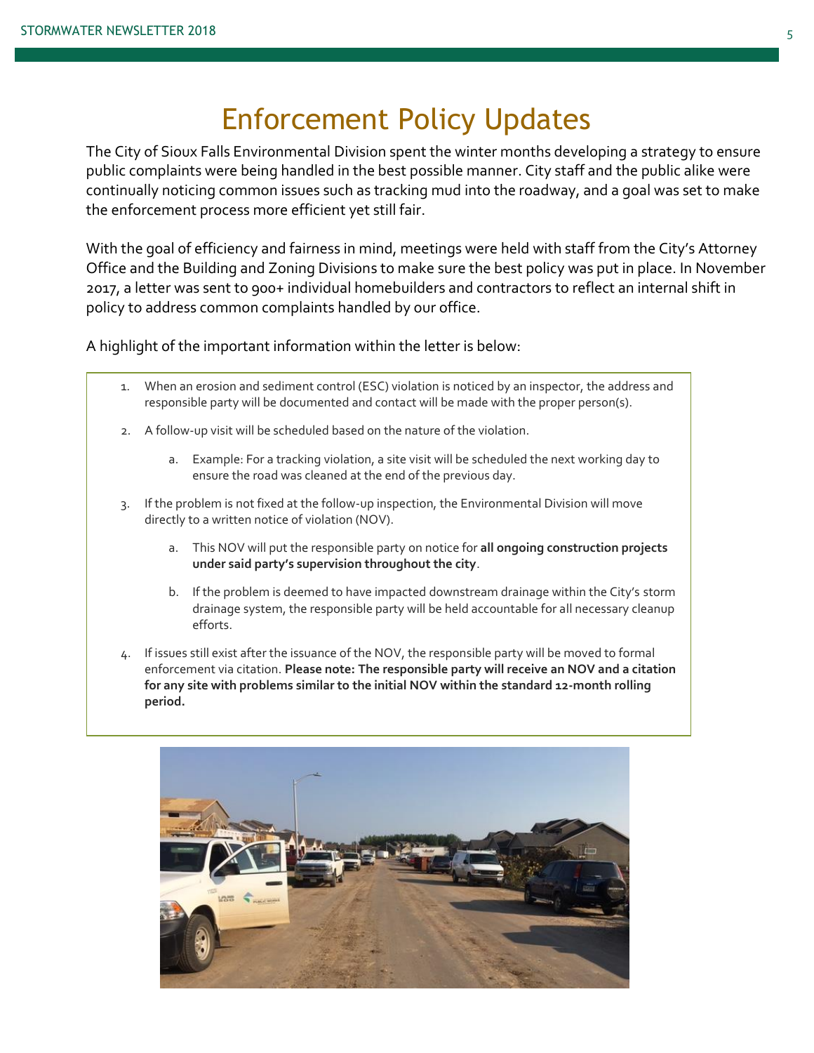# Enforcement Policy Updates

The City of Sioux Falls Environmental Division spent the winter months developing a strategy to ensure public complaints were being handled in the best possible manner. City staff and the public alike were continually noticing common issues such as tracking mud into the roadway, and a goal was set to make the enforcement process more efficient yet still fair.

With the goal of efficiency and fairness in mind, meetings were held with staff from the City's Attorney Office and the Building and Zoning Divisions to make sure the best policy was put in place. In November 2017, a letter was sent to 900+ individual homebuilders and contractors to reflect an internal shift in policy to address common complaints handled by our office.

A highlight of the important information within the letter is below:

1. When an erosion and sediment control (ESC) violation is noticed by an inspector, the address and responsible party will be documented and contact will be made with the proper person(s).
2. A follow-up visit will be scheduled based on the nature of the violation.
   a. Example: For a tracking violation, a site visit will be scheduled the next working day to ensure the road was cleaned at the end of the previous day.
3. If the problem is not fixed at the follow-up inspection, the Environmental Division will move directly to a written notice of violation (NOV).
   a. This NOV will put the responsible party on notice for **all ongoing construction projects under said party's supervision throughout the city**.
   b. If the problem is deemed to have impacted downstream drainage within the City's storm drainage system, the responsible party will be held accountable for all necessary cleanup efforts.
4. If issues still exist after the issuance of the NOV, the responsible party will be moved to formal enforcement via citation. **Please note: The responsible party will receive an NOV and a citation for any site with problems similar to the initial NOV within the standard 12-month rolling period.**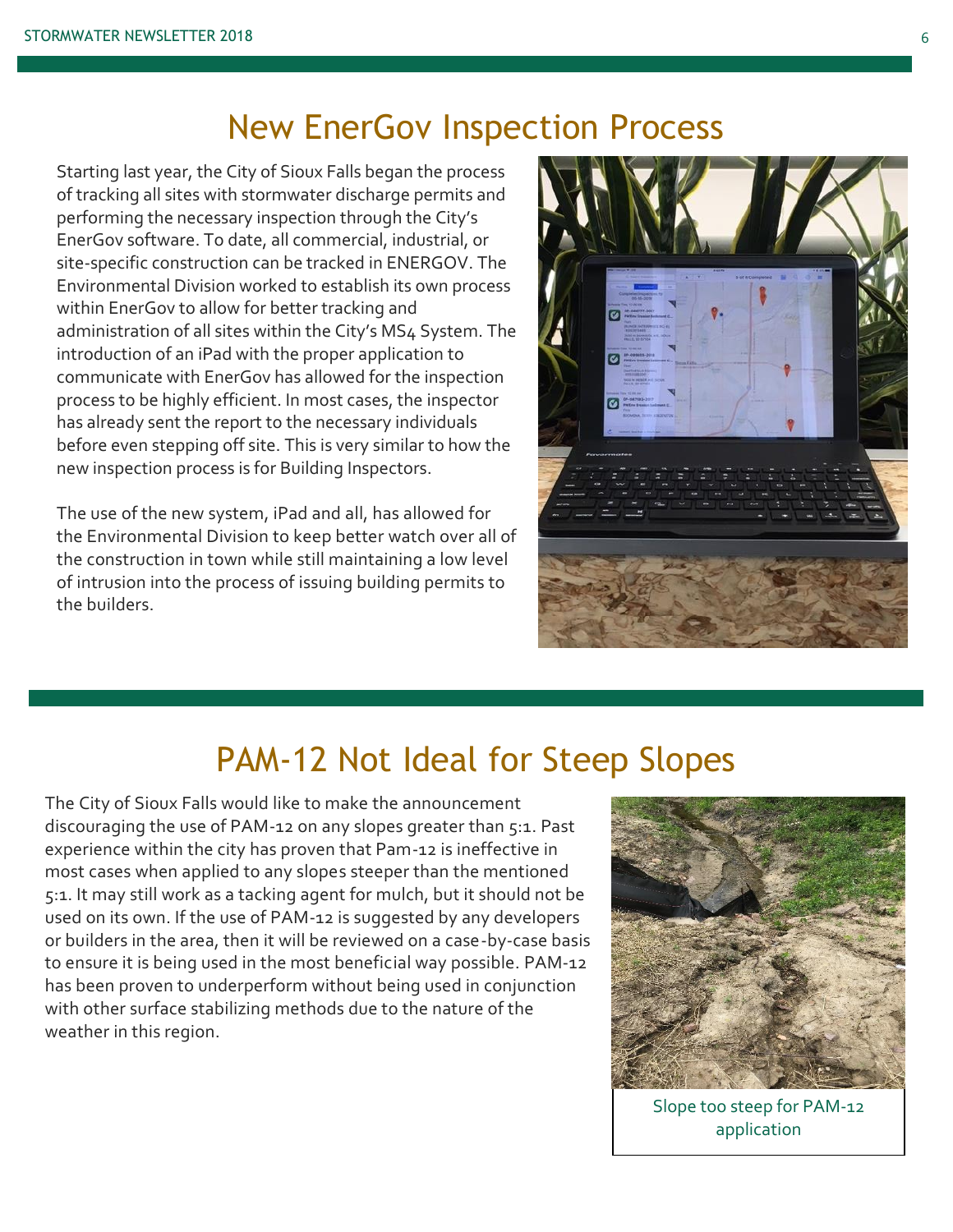# New EnerGov Inspection Process

Starting last year, the City of Sioux Falls began the process of tracking all sites with stormwater discharge permits and performing the necessary inspection through the City's EnerGov software. To date, all commercial, industrial, or site-specific construction can be tracked in ENERGOV. The Environmental Division worked to establish its own process within EnerGov to allow for better tracking and administration of all sites within the City's MS4 System. The introduction of an iPad with the proper application to communicate with EnerGov has allowed for the inspection process to be highly efficient. In most cases, the inspector has already sent the report to the necessary individuals before even stepping off site. This is very similar to how the new inspection process is for Building Inspectors.

The use of the new system, iPad and all, has allowed for the Environmental Division to keep better watch over all of the construction in town while still maintaining a low level of intrusion into the process of issuing building permits to the builders.

# PAM-12 Not Ideal for Steep Slopes

The City of Sioux Falls would like to make the announcement discouraging the use of PAM-12 on any slopes greater than 5:1. Past experience within the city has proven that Pam-12 is ineffective in most cases when applied to any slopes steeper than the mentioned 5:1. It may still work as a tacking agent for mulch, but it should not be used on its own. If the use of PAM-12 is suggested by any developers or builders in the area, then it will be reviewed on a case-by-case basis to ensure it is being used in the most beneficial way possible. PAM-12 has been proven to underperform without being used in conjunction with other surface stabilizing methods due to the nature of the weather in this region.

Slope too steep for PAM-12 application